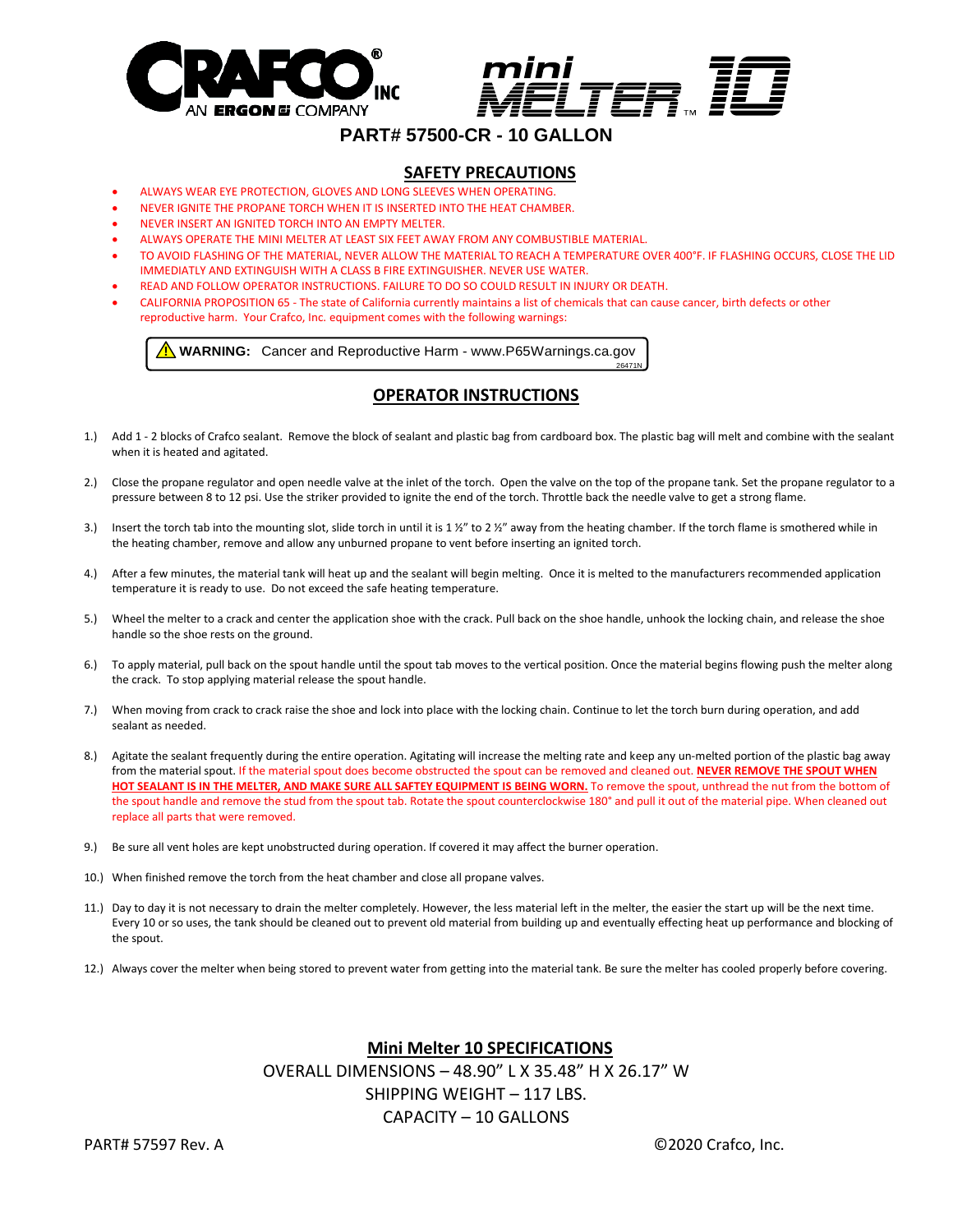# CRAFCO INC — AN ERGON COMPANY

# mini MELTER 10™

## PART# 57500-CR - 10 GALLON

## SAFETY PRECAUTIONS

- ALWAYS WEAR EYE PROTECTION, GLOVES AND LONG SLEEVES WHEN OPERATING.
- NEVER IGNITE THE PROPANE TORCH WHEN IT IS INSERTED INTO THE HEAT CHAMBER.
- NEVER INSERT AN IGNITED TORCH INTO AN EMPTY MELTER.
- ALWAYS OPERATE THE MINI MELTER AT LEAST SIX FEET AWAY FROM ANY COMBUSTIBLE MATERIAL.
- TO AVOID FLASHING OF THE MATERIAL, NEVER ALLOW THE MATERIAL TO REACH A TEMPERATURE OVER 400°F. IF FLASHING OCCURS, CLOSE THE LID IMMEDIATLY AND EXTINGUISH WITH A CLASS B FIRE EXTINGUISHER. NEVER USE WATER.
- READ AND FOLLOW OPERATOR INSTRUCTIONS. FAILURE TO DO SO COULD RESULT IN INJURY OR DEATH.
- CALIFORNIA PROPOSITION 65 - The state of California currently maintains a list of chemicals that can cause cancer, birth defects or other reproductive harm. Your Crafco, Inc. equipment comes with the following warnings:

> ⚠ **WARNING:** Cancer and Reproductive Harm - www.P65Warnings.ca.gov
> 26471N

## OPERATOR INSTRUCTIONS

1.) Add 1 - 2 blocks of Crafco sealant. Remove the block of sealant and plastic bag from cardboard box. The plastic bag will melt and combine with the sealant when it is heated and agitated.

2.) Close the propane regulator and open needle valve at the inlet of the torch. Open the valve on the top of the propane tank. Set the propane regulator to a pressure between 8 to 12 psi. Use the striker provided to ignite the end of the torch. Throttle back the needle valve to get a strong flame.

3.) Insert the torch tab into the mounting slot, slide torch in until it is 1 ½" to 2 ½" away from the heating chamber. If the torch flame is smothered while in the heating chamber, remove and allow any unburned propane to vent before inserting an ignited torch.

4.) After a few minutes, the material tank will heat up and the sealant will begin melting. Once it is melted to the manufacturers recommended application temperature it is ready to use. Do not exceed the safe heating temperature.

5.) Wheel the melter to a crack and center the application shoe with the crack. Pull back on the shoe handle, unhook the locking chain, and release the shoe handle so the shoe rests on the ground.

6.) To apply material, pull back on the spout handle until the spout tab moves to the vertical position. Once the material begins flowing push the melter along the crack. To stop applying material release the spout handle.

7.) When moving from crack to crack raise the shoe and lock into place with the locking chain. Continue to let the torch burn during operation, and add sealant as needed.

8.) Agitate the sealant frequently during the entire operation. Agitating will increase the melting rate and keep any un-melted portion of the plastic bag away from the material spout. If the material spout does become obstructed the spout can be removed and cleaned out. **NEVER REMOVE THE SPOUT WHEN HOT SEALANT IS IN THE MELTER, AND MAKE SURE ALL SAFTEY EQUIPMENT IS BEING WORN.** To remove the spout, unthread the nut from the bottom of the spout handle and remove the stud from the spout tab. Rotate the spout counterclockwise 180° and pull it out of the material pipe. When cleaned out replace all parts that were removed.

9.) Be sure all vent holes are kept unobstructed during operation. If covered it may affect the burner operation.

10.) When finished remove the torch from the heat chamber and close all propane valves.

11.) Day to day it is not necessary to drain the melter completely. However, the less material left in the melter, the easier the start up will be the next time. Every 10 or so uses, the tank should be cleaned out to prevent old material from building up and eventually effecting heat up performance and blocking of the spout.

12.) Always cover the melter when being stored to prevent water from getting into the material tank. Be sure the melter has cooled properly before covering.

## Mini Melter 10 SPECIFICATIONS

OVERALL DIMENSIONS – 48.90" L X 35.48" H X 26.17" W

SHIPPING WEIGHT – 117 LBS.

CAPACITY – 10 GALLONS

PART# 57597 Rev. A ©2020 Crafco, Inc.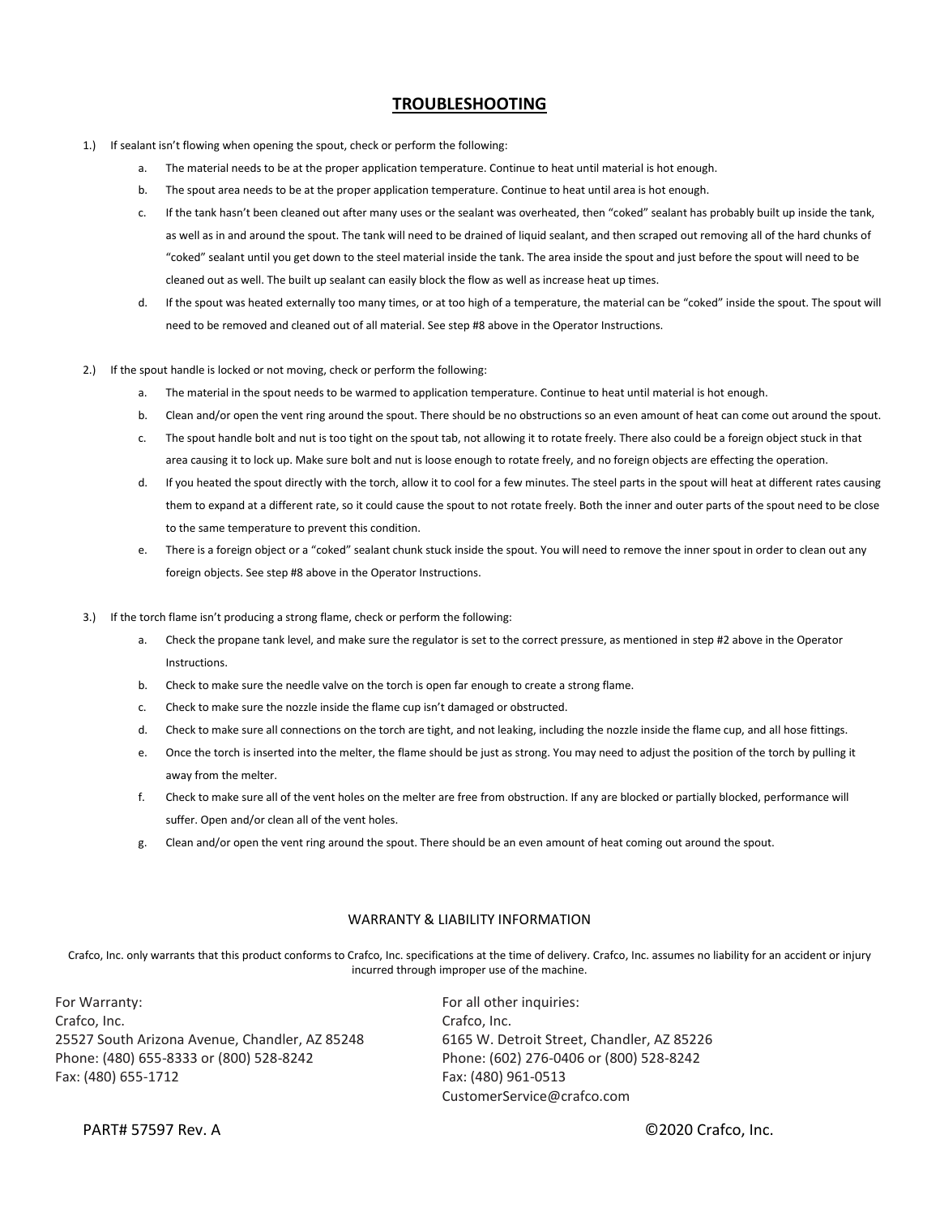# TROUBLESHOOTING

1.) If sealant isn't flowing when opening the spout, check or perform the following:

   a. The material needs to be at the proper application temperature. Continue to heat until material is hot enough.

   b. The spout area needs to be at the proper application temperature. Continue to heat until area is hot enough.

   c. If the tank hasn't been cleaned out after many uses or the sealant was overheated, then "coked" sealant has probably built up inside the tank, as well as in and around the spout. The tank will need to be drained of liquid sealant, and then scraped out removing all of the hard chunks of "coked" sealant until you get down to the steel material inside the tank. The area inside the spout and just before the spout will need to be cleaned out as well. The built up sealant can easily block the flow as well as increase heat up times.

   d. If the spout was heated externally too many times, or at too high of a temperature, the material can be "coked" inside the spout. The spout will need to be removed and cleaned out of all material. See step #8 above in the Operator Instructions.

2.) If the spout handle is locked or not moving, check or perform the following:

   a. The material in the spout needs to be warmed to application temperature. Continue to heat until material is hot enough.

   b. Clean and/or open the vent ring around the spout. There should be no obstructions so an even amount of heat can come out around the spout.

   c. The spout handle bolt and nut is too tight on the spout tab, not allowing it to rotate freely. There also could be a foreign object stuck in that area causing it to lock up. Make sure bolt and nut is loose enough to rotate freely, and no foreign objects are effecting the operation.

   d. If you heated the spout directly with the torch, allow it to cool for a few minutes. The steel parts in the spout will heat at different rates causing them to expand at a different rate, so it could cause the spout to not rotate freely. Both the inner and outer parts of the spout need to be close to the same temperature to prevent this condition.

   e. There is a foreign object or a "coked" sealant chunk stuck inside the spout. You will need to remove the inner spout in order to clean out any foreign objects. See step #8 above in the Operator Instructions.

3.) If the torch flame isn't producing a strong flame, check or perform the following:

   a. Check the propane tank level, and make sure the regulator is set to the correct pressure, as mentioned in step #2 above in the Operator Instructions.

   b. Check to make sure the needle valve on the torch is open far enough to create a strong flame.

   c. Check to make sure the nozzle inside the flame cup isn't damaged or obstructed.

   d. Check to make sure all connections on the torch are tight, and not leaking, including the nozzle inside the flame cup, and all hose fittings.

   e. Once the torch is inserted into the melter, the flame should be just as strong. You may need to adjust the position of the torch by pulling it away from the melter.

   f. Check to make sure all of the vent holes on the melter are free from obstruction. If any are blocked or partially blocked, performance will suffer. Open and/or clean all of the vent holes.

   g. Clean and/or open the vent ring around the spout. There should be an even amount of heat coming out around the spout.

## WARRANTY & LIABILITY INFORMATION

Crafco, Inc. only warrants that this product conforms to Crafco, Inc. specifications at the time of delivery. Crafco, Inc. assumes no liability for an accident or injury incurred through improper use of the machine.

For Warranty:
Crafco, Inc.
25527 South Arizona Avenue, Chandler, AZ 85248
Phone: (480) 655-8333 or (800) 528-8242
Fax: (480) 655-1712

For all other inquiries:
Crafco, Inc.
6165 W. Detroit Street, Chandler, AZ 85226
Phone: (602) 276-0406 or (800) 528-8242
Fax: (480) 961-0513
CustomerService@crafco.com

PART# 57597 Rev. A ©2020 Crafco, Inc.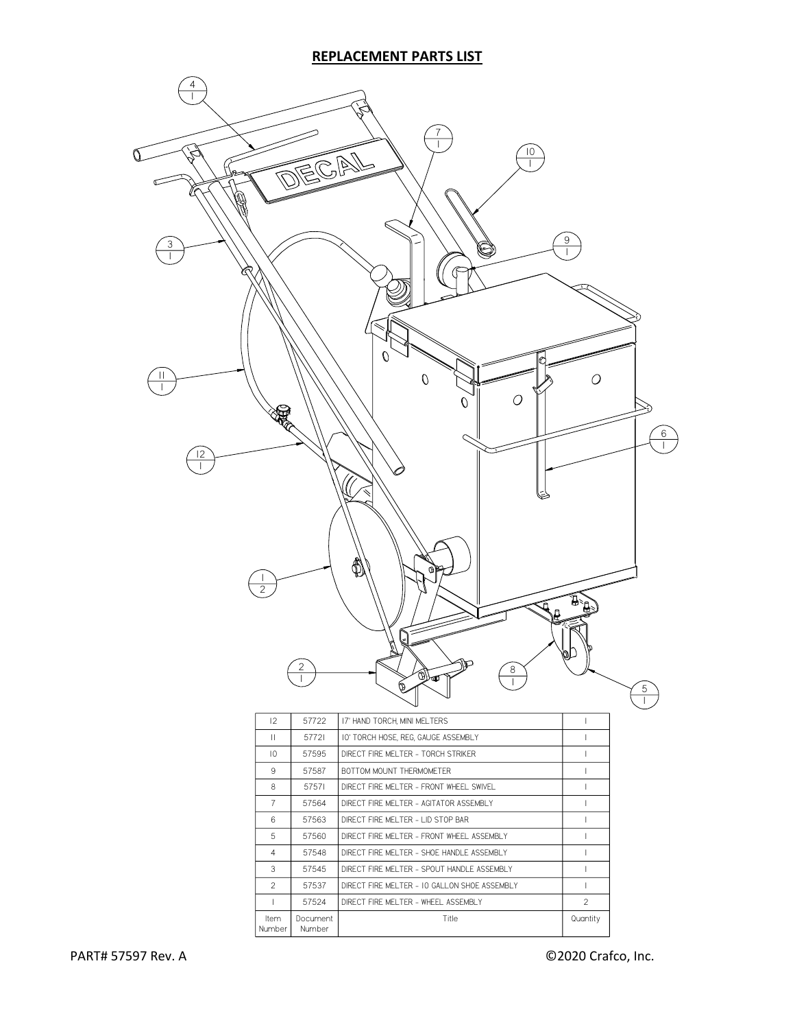# REPLACEMENT PARTS LIST

DECAL

| Item Number | Document Number | Title | Quantity |
|---|---|---|---|
| 12 | 57722 | 17' HAND TORCH, MINI MELTERS | 1 |
| 11 | 57721 | 10' TORCH HOSE, REG, GAUGE ASSEMBLY | 1 |
| 10 | 57595 | DIRECT FIRE MELTER - TORCH STRIKER | 1 |
| 9 | 57587 | BOTTOM MOUNT THERMOMETER | 1 |
| 8 | 57571 | DIRECT FIRE MELTER - FRONT WHEEL SWIVEL | 1 |
| 7 | 57564 | DIRECT FIRE MELTER - AGITATOR ASSEMBLY | 1 |
| 6 | 57563 | DIRECT FIRE MELTER - LID STOP BAR | 1 |
| 5 | 57560 | DIRECT FIRE MELTER - FRONT WHEEL ASSEMBLY | 1 |
| 4 | 57548 | DIRECT FIRE MELTER - SHOE HANDLE ASSEMBLY | 1 |
| 3 | 57545 | DIRECT FIRE MELTER - SPOUT HANDLE ASSEMBLY | 1 |
| 2 | 57537 | DIRECT FIRE MELTER - 10 GALLON SHOE ASSEMBLY | 1 |
| 1 | 57524 | DIRECT FIRE MELTER - WHEEL ASSEMBLY | 2 |

PART# 57597 Rev. A

©2020 Crafco, Inc.